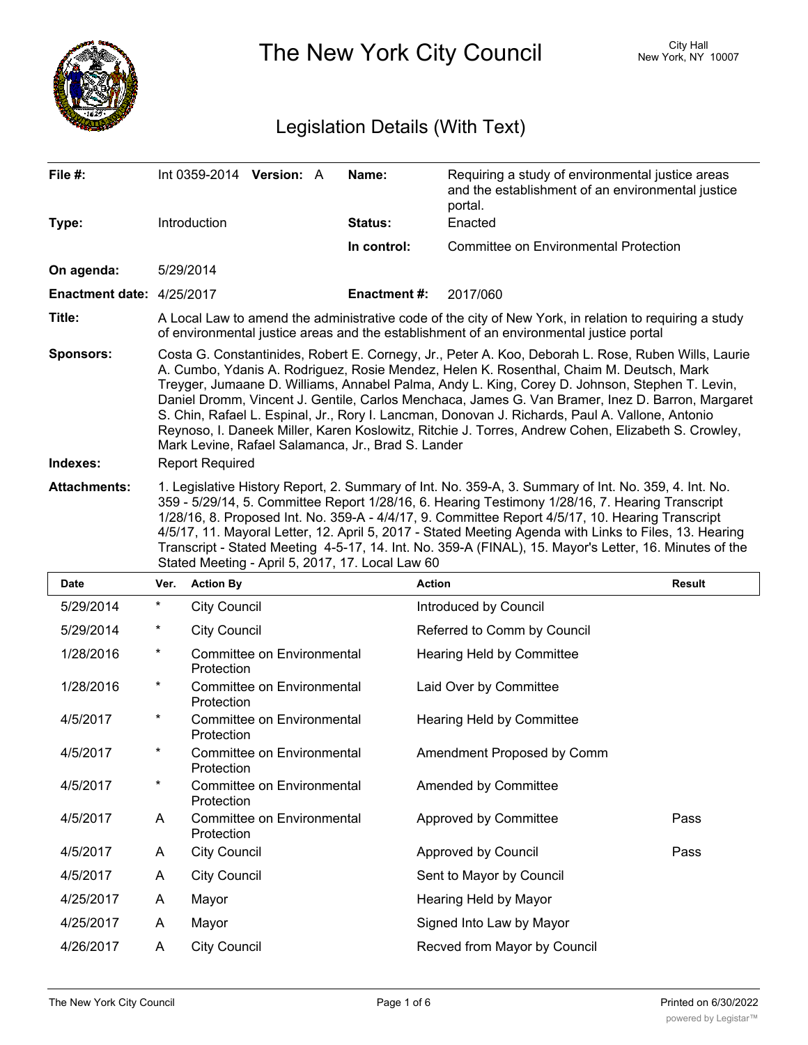# The New York City Council

City Hall
New York, NY 10007

## Legislation Details (With Text)

| | | | |
|---|---|---|---|
| **File #:** | Int 0359-2014 **Version:** A | **Name:** | Requiring a study of environmental justice areas and the establishment of an environmental justice portal. |
| **Type:** | Introduction | **Status:** | Enacted |
| | | **In control:** | Committee on Environmental Protection |
| **On agenda:** | 5/29/2014 | | |
| **Enactment date:** | 4/25/2017 | **Enactment #:** | 2017/060 |

**Title:** A Local Law to amend the administrative code of the city of New York, in relation to requiring a study of environmental justice areas and the establishment of an environmental justice portal

**Sponsors:** Costa G. Constantinides, Robert E. Cornegy, Jr., Peter A. Koo, Deborah L. Rose, Ruben Wills, Laurie A. Cumbo, Ydanis A. Rodriguez, Rosie Mendez, Helen K. Rosenthal, Chaim M. Deutsch, Mark Treyger, Jumaane D. Williams, Annabel Palma, Andy L. King, Corey D. Johnson, Stephen T. Levin, Daniel Dromm, Vincent J. Gentile, Carlos Menchaca, James G. Van Bramer, Inez D. Barron, Margaret S. Chin, Rafael L. Espinal, Jr., Rory I. Lancman, Donovan J. Richards, Paul A. Vallone, Antonio Reynoso, I. Daneek Miller, Karen Koslowitz, Ritchie J. Torres, Andrew Cohen, Elizabeth S. Crowley, Mark Levine, Rafael Salamanca, Jr., Brad S. Lander

**Indexes:** Report Required

**Attachments:** 1. Legislative History Report, 2. Summary of Int. No. 359-A, 3. Summary of Int. No. 359, 4. Int. No. 359 - 5/29/14, 5. Committee Report 1/28/16, 6. Hearing Testimony 1/28/16, 7. Hearing Transcript 1/28/16, 8. Proposed Int. No. 359-A - 4/4/17, 9. Committee Report 4/5/17, 10. Hearing Transcript 4/5/17, 11. Mayoral Letter, 12. April 5, 2017 - Stated Meeting Agenda with Links to Files, 13. Hearing Transcript - Stated Meeting 4-5-17, 14. Int. No. 359-A (FINAL), 15. Mayor's Letter, 16. Minutes of the Stated Meeting - April 5, 2017, 17. Local Law 60

| Date | Ver. | Action By | Action | Result |
|---|---|---|---|---|
| 5/29/2014 | * | City Council | Introduced by Council | |
| 5/29/2014 | * | City Council | Referred to Comm by Council | |
| 1/28/2016 | * | Committee on Environmental Protection | Hearing Held by Committee | |
| 1/28/2016 | * | Committee on Environmental Protection | Laid Over by Committee | |
| 4/5/2017 | * | Committee on Environmental Protection | Hearing Held by Committee | |
| 4/5/2017 | * | Committee on Environmental Protection | Amendment Proposed by Comm | |
| 4/5/2017 | * | Committee on Environmental Protection | Amended by Committee | |
| 4/5/2017 | A | Committee on Environmental Protection | Approved by Committee | Pass |
| 4/5/2017 | A | City Council | Approved by Council | Pass |
| 4/5/2017 | A | City Council | Sent to Mayor by Council | |
| 4/25/2017 | A | Mayor | Hearing Held by Mayor | |
| 4/25/2017 | A | Mayor | Signed Into Law by Mayor | |
| 4/26/2017 | A | City Council | Recved from Mayor by Council | |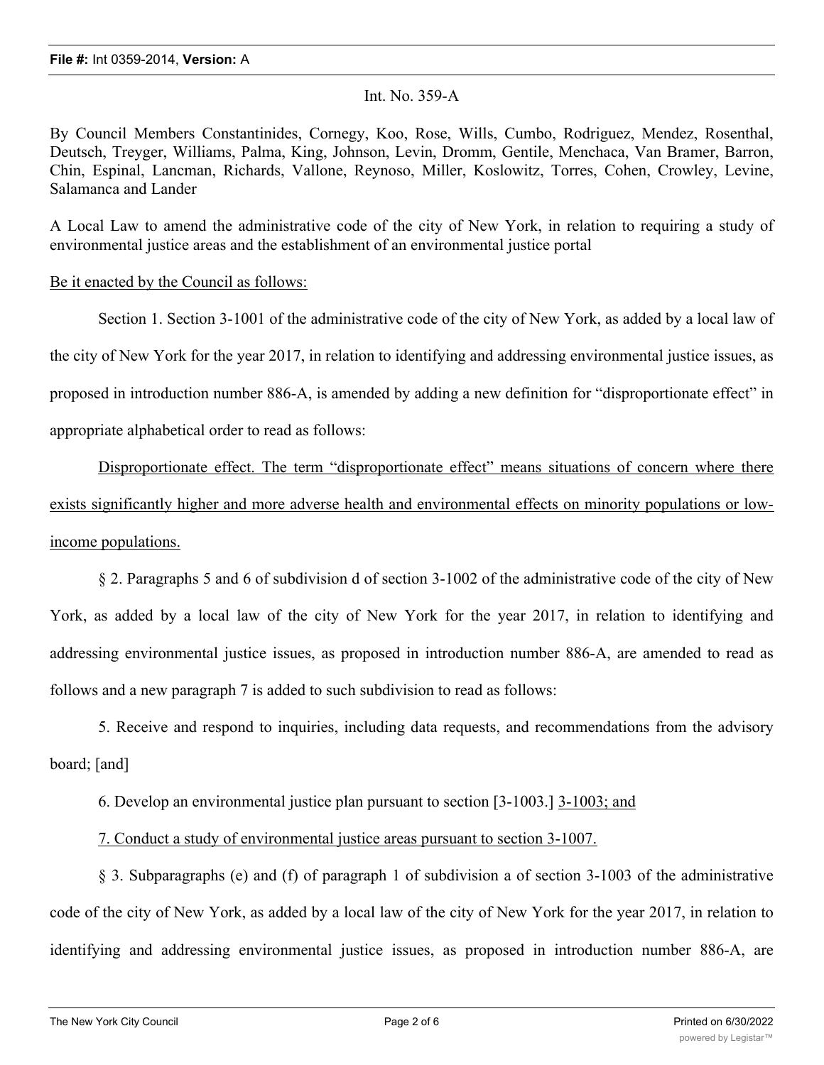Int. No. 359-A

By Council Members Constantinides, Cornegy, Koo, Rose, Wills, Cumbo, Rodriguez, Mendez, Rosenthal, Deutsch, Treyger, Williams, Palma, King, Johnson, Levin, Dromm, Gentile, Menchaca, Van Bramer, Barron, Chin, Espinal, Lancman, Richards, Vallone, Reynoso, Miller, Koslowitz, Torres, Cohen, Crowley, Levine, Salamanca and Lander

A Local Law to amend the administrative code of the city of New York, in relation to requiring a study of environmental justice areas and the establishment of an environmental justice portal

Be it enacted by the Council as follows:

Section 1. Section 3-1001 of the administrative code of the city of New York, as added by a local law of the city of New York for the year 2017, in relation to identifying and addressing environmental justice issues, as proposed in introduction number 886-A, is amended by adding a new definition for "disproportionate effect" in appropriate alphabetical order to read as follows:

Disproportionate effect. The term "disproportionate effect" means situations of concern where there exists significantly higher and more adverse health and environmental effects on minority populations or low-income populations.

§ 2. Paragraphs 5 and 6 of subdivision d of section 3-1002 of the administrative code of the city of New York, as added by a local law of the city of New York for the year 2017, in relation to identifying and addressing environmental justice issues, as proposed in introduction number 886-A, are amended to read as follows and a new paragraph 7 is added to such subdivision to read as follows:

5. Receive and respond to inquiries, including data requests, and recommendations from the advisory board; [and]

6. Develop an environmental justice plan pursuant to section [3-1003.] 3-1003; and

7. Conduct a study of environmental justice areas pursuant to section 3-1007.

§ 3. Subparagraphs (e) and (f) of paragraph 1 of subdivision a of section 3-1003 of the administrative code of the city of New York, as added by a local law of the city of New York for the year 2017, in relation to identifying and addressing environmental justice issues, as proposed in introduction number 886-A, are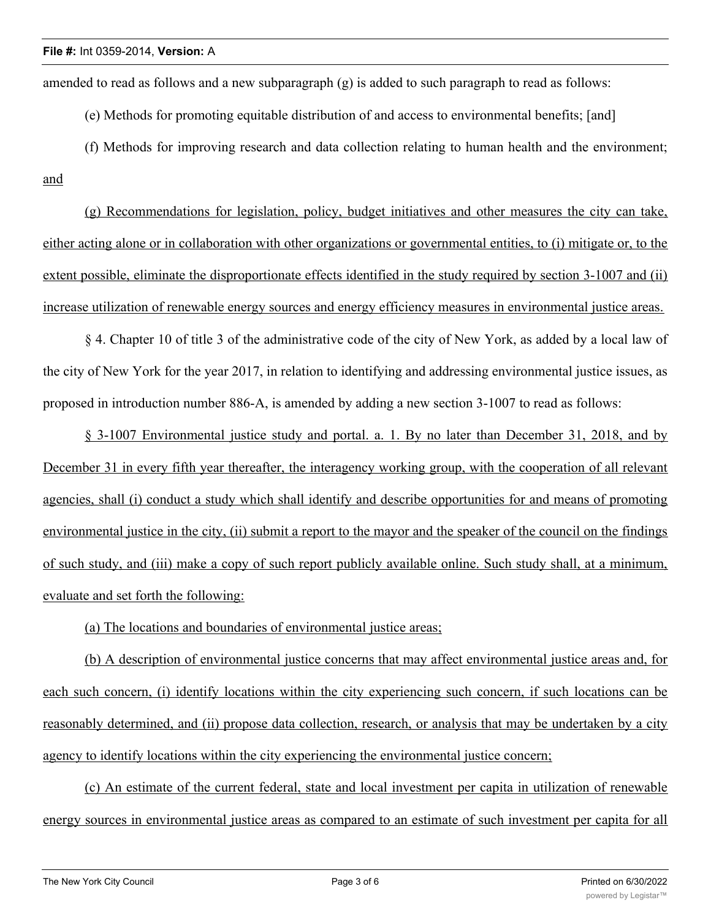amended to read as follows and a new subparagraph (g) is added to such paragraph to read as follows:

(e) Methods for promoting equitable distribution of and access to environmental benefits; [and]

(f) Methods for improving research and data collection relating to human health and the environment; <u>and</u>

<u>(g) Recommendations for legislation, policy, budget initiatives and other measures the city can take, either acting alone or in collaboration with other organizations or governmental entities, to (i) mitigate or, to the extent possible, eliminate the disproportionate effects identified in the study required by section 3-1007 and (ii) increase utilization of renewable energy sources and energy efficiency measures in environmental justice areas.</u>

§ 4. Chapter 10 of title 3 of the administrative code of the city of New York, as added by a local law of the city of New York for the year 2017, in relation to identifying and addressing environmental justice issues, as proposed in introduction number 886-A, is amended by adding a new section 3-1007 to read as follows:

<u>§ 3-1007 Environmental justice study and portal. a. 1. By no later than December 31, 2018, and by December 31 in every fifth year thereafter, the interagency working group, with the cooperation of all relevant agencies, shall (i) conduct a study which shall identify and describe opportunities for and means of promoting environmental justice in the city, (ii) submit a report to the mayor and the speaker of the council on the findings of such study, and (iii) make a copy of such report publicly available online. Such study shall, at a minimum, evaluate and set forth the following:</u>

<u>(a) The locations and boundaries of environmental justice areas;</u>

<u>(b) A description of environmental justice concerns that may affect environmental justice areas and, for each such concern, (i) identify locations within the city experiencing such concern, if such locations can be reasonably determined, and (ii) propose data collection, research, or analysis that may be undertaken by a city agency to identify locations within the city experiencing the environmental justice concern;</u>

<u>(c) An estimate of the current federal, state and local investment per capita in utilization of renewable energy sources in environmental justice areas as compared to an estimate of such investment per capita for all</u>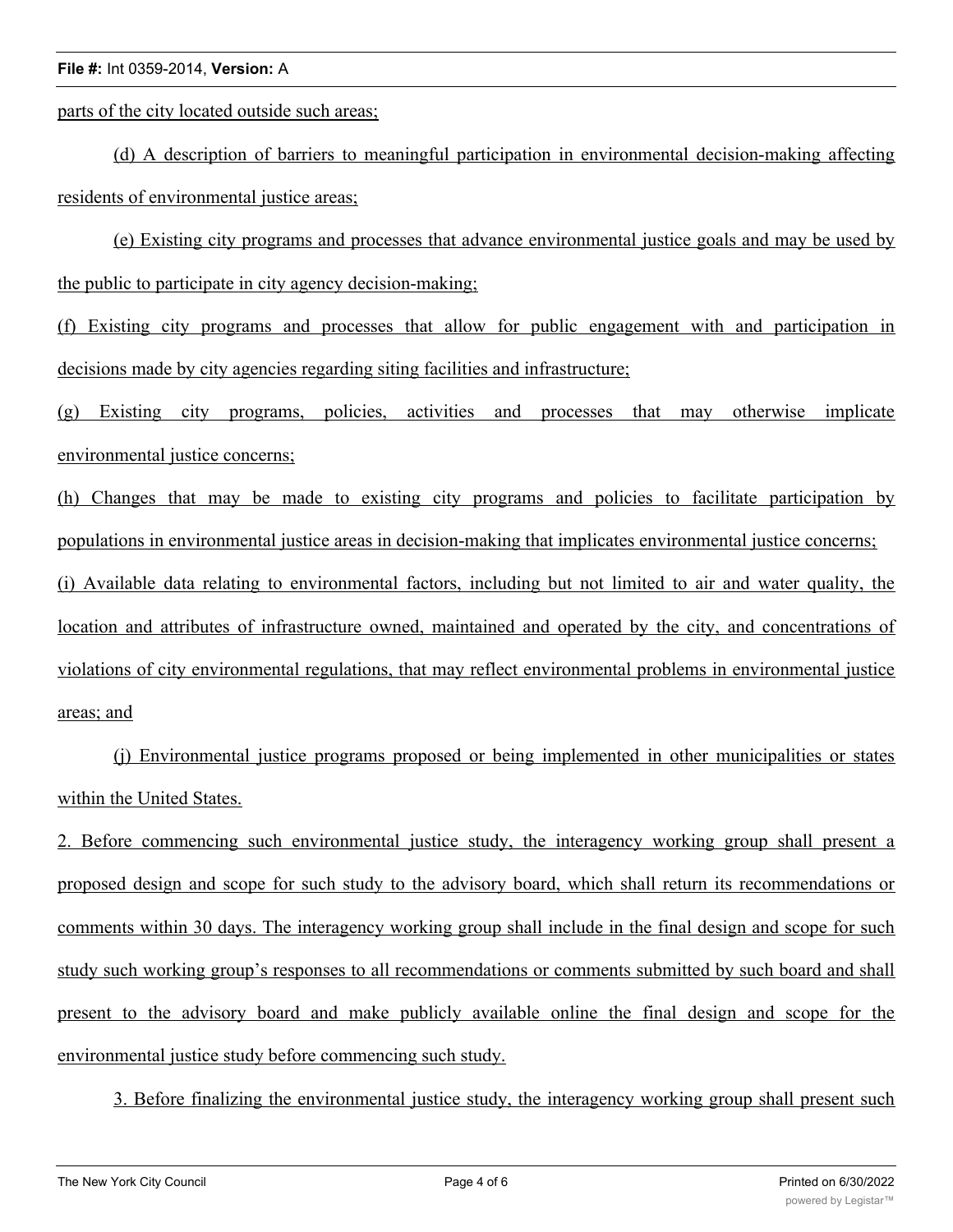parts of the city located outside such areas;

(d) A description of barriers to meaningful participation in environmental decision-making affecting residents of environmental justice areas;

(e) Existing city programs and processes that advance environmental justice goals and may be used by the public to participate in city agency decision-making;

(f) Existing city programs and processes that allow for public engagement with and participation in decisions made by city agencies regarding siting facilities and infrastructure;

(g) Existing city programs, policies, activities and processes that may otherwise implicate environmental justice concerns;

(h) Changes that may be made to existing city programs and policies to facilitate participation by populations in environmental justice areas in decision-making that implicates environmental justice concerns;

(i) Available data relating to environmental factors, including but not limited to air and water quality, the location and attributes of infrastructure owned, maintained and operated by the city, and concentrations of violations of city environmental regulations, that may reflect environmental problems in environmental justice areas; and

(j) Environmental justice programs proposed or being implemented in other municipalities or states within the United States.

2. Before commencing such environmental justice study, the interagency working group shall present a proposed design and scope for such study to the advisory board, which shall return its recommendations or comments within 30 days. The interagency working group shall include in the final design and scope for such study such working group's responses to all recommendations or comments submitted by such board and shall present to the advisory board and make publicly available online the final design and scope for the environmental justice study before commencing such study.

3. Before finalizing the environmental justice study, the interagency working group shall present such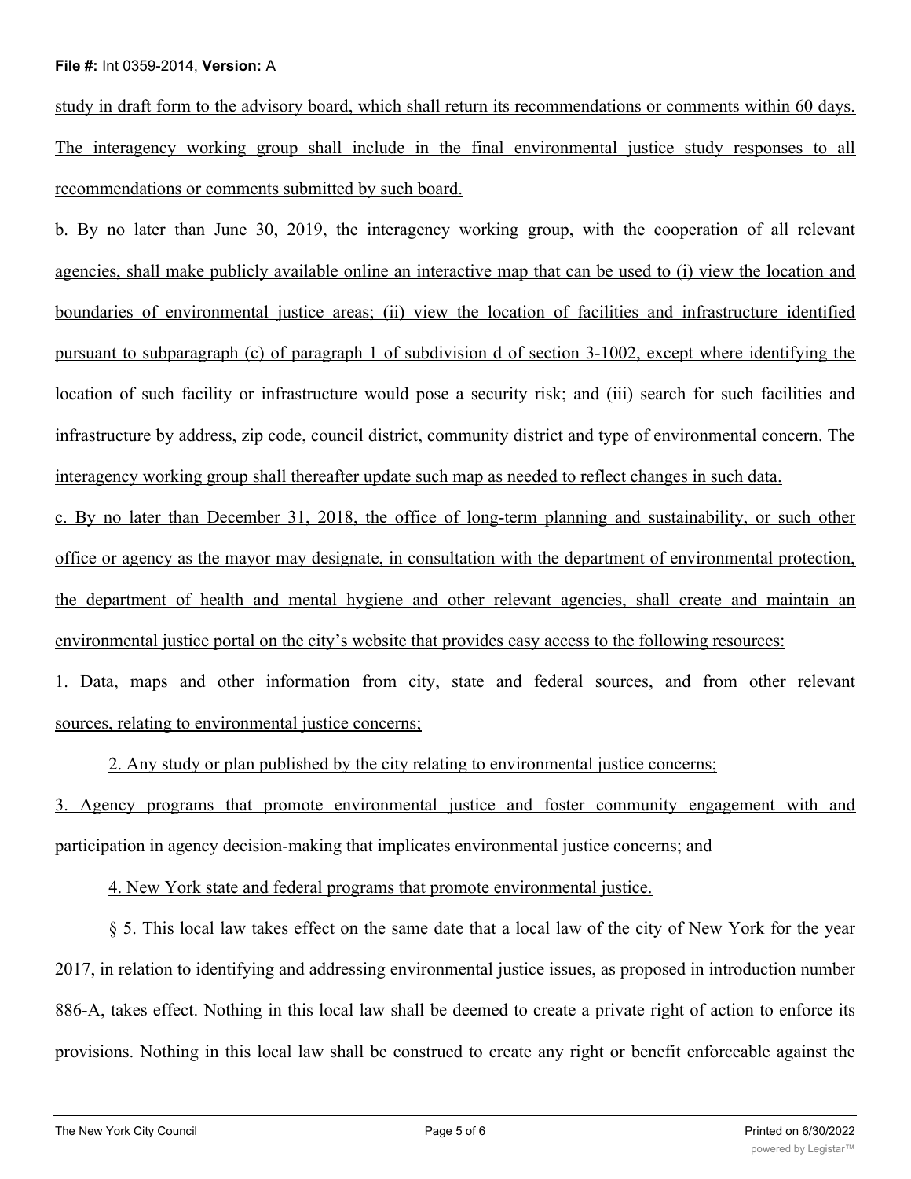study in draft form to the advisory board, which shall return its recommendations or comments within 60 days. The interagency working group shall include in the final environmental justice study responses to all recommendations or comments submitted by such board.

b. By no later than June 30, 2019, the interagency working group, with the cooperation of all relevant agencies, shall make publicly available online an interactive map that can be used to (i) view the location and boundaries of environmental justice areas; (ii) view the location of facilities and infrastructure identified pursuant to subparagraph (c) of paragraph 1 of subdivision d of section 3-1002, except where identifying the location of such facility or infrastructure would pose a security risk; and (iii) search for such facilities and infrastructure by address, zip code, council district, community district and type of environmental concern. The interagency working group shall thereafter update such map as needed to reflect changes in such data.

c. By no later than December 31, 2018, the office of long-term planning and sustainability, or such other office or agency as the mayor may designate, in consultation with the department of environmental protection, the department of health and mental hygiene and other relevant agencies, shall create and maintain an environmental justice portal on the city's website that provides easy access to the following resources:

1. Data, maps and other information from city, state and federal sources, and from other relevant sources, relating to environmental justice concerns;

2. Any study or plan published by the city relating to environmental justice concerns;

3. Agency programs that promote environmental justice and foster community engagement with and participation in agency decision-making that implicates environmental justice concerns; and

4. New York state and federal programs that promote environmental justice.

§ 5. This local law takes effect on the same date that a local law of the city of New York for the year 2017, in relation to identifying and addressing environmental justice issues, as proposed in introduction number 886-A, takes effect. Nothing in this local law shall be deemed to create a private right of action to enforce its provisions. Nothing in this local law shall be construed to create any right or benefit enforceable against the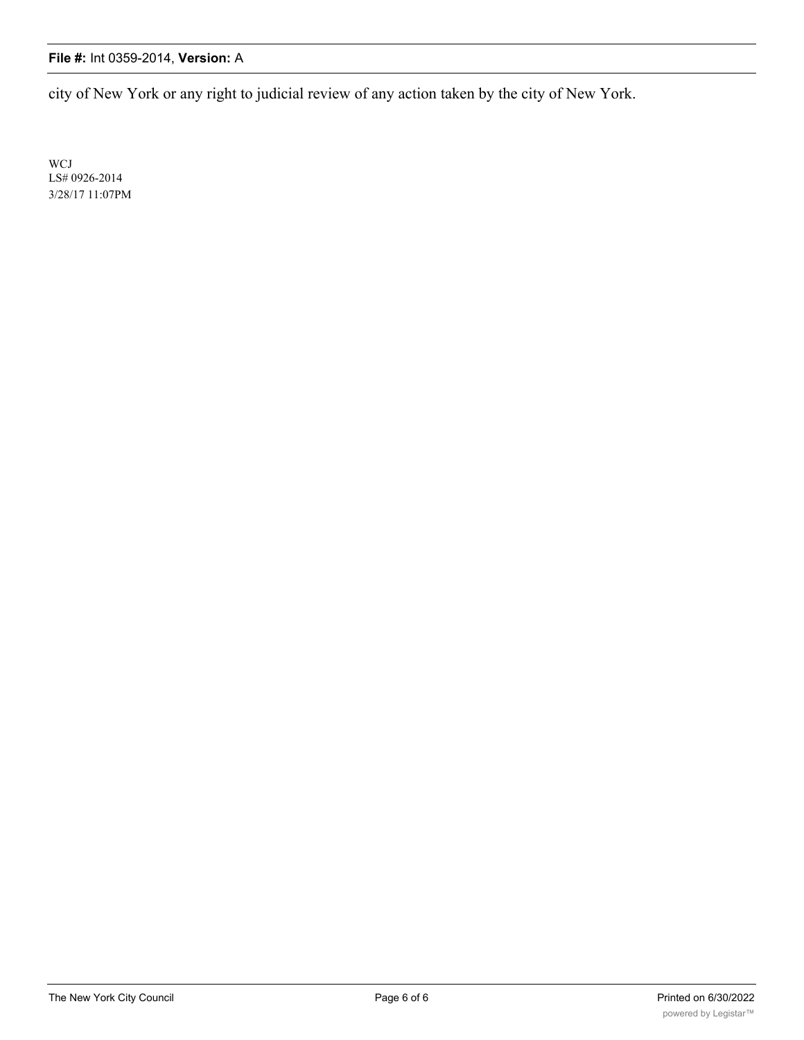city of New York or any right to judicial review of any action taken by the city of New York.

WCJ
LS# 0926-2014
3/28/17 11:07PM